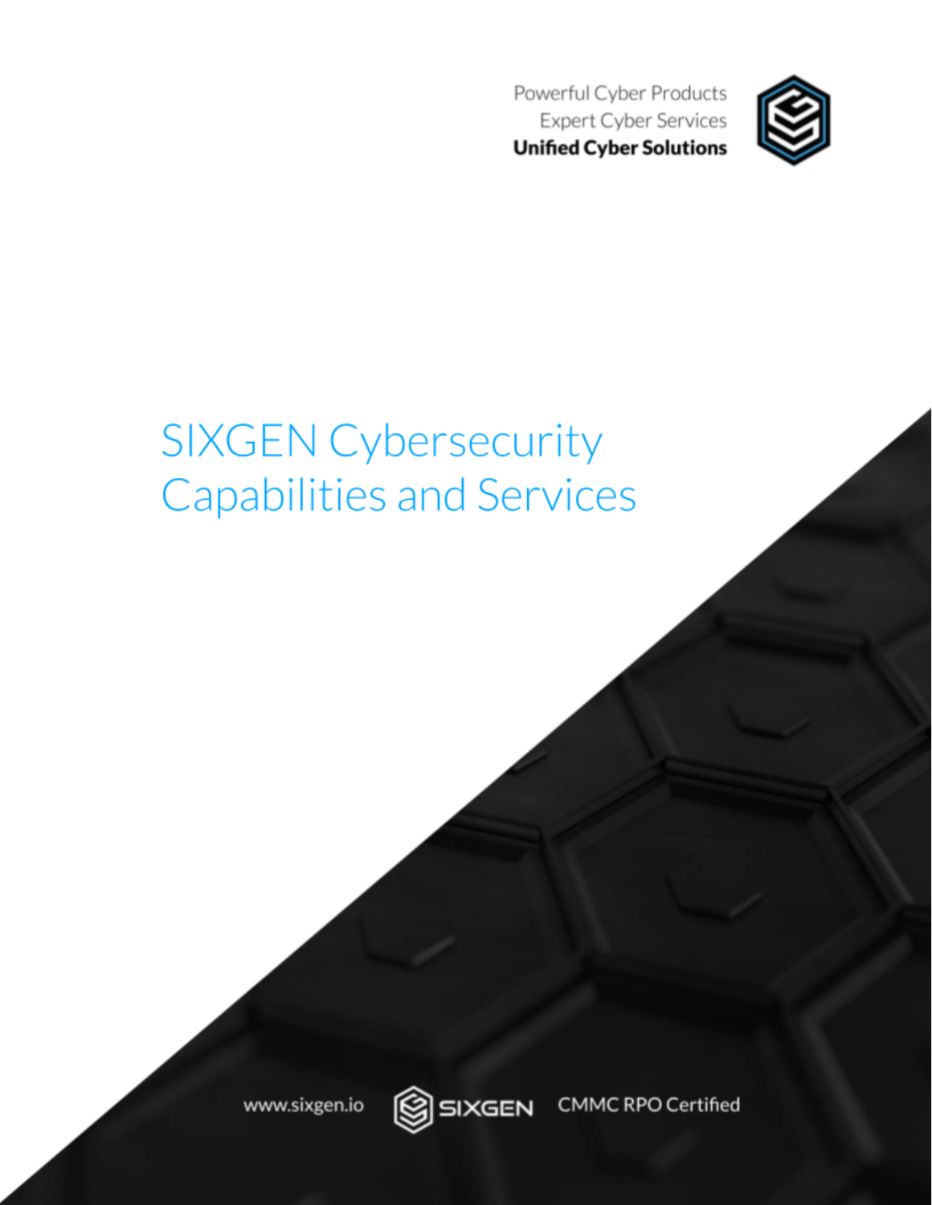Powerful Cyber Products
Expert Cyber Services
**Unified Cyber Solutions**

# SIXGEN Cybersecurity Capabilities and Services

www.sixgen.io SIXGEN CMMC RPO Certified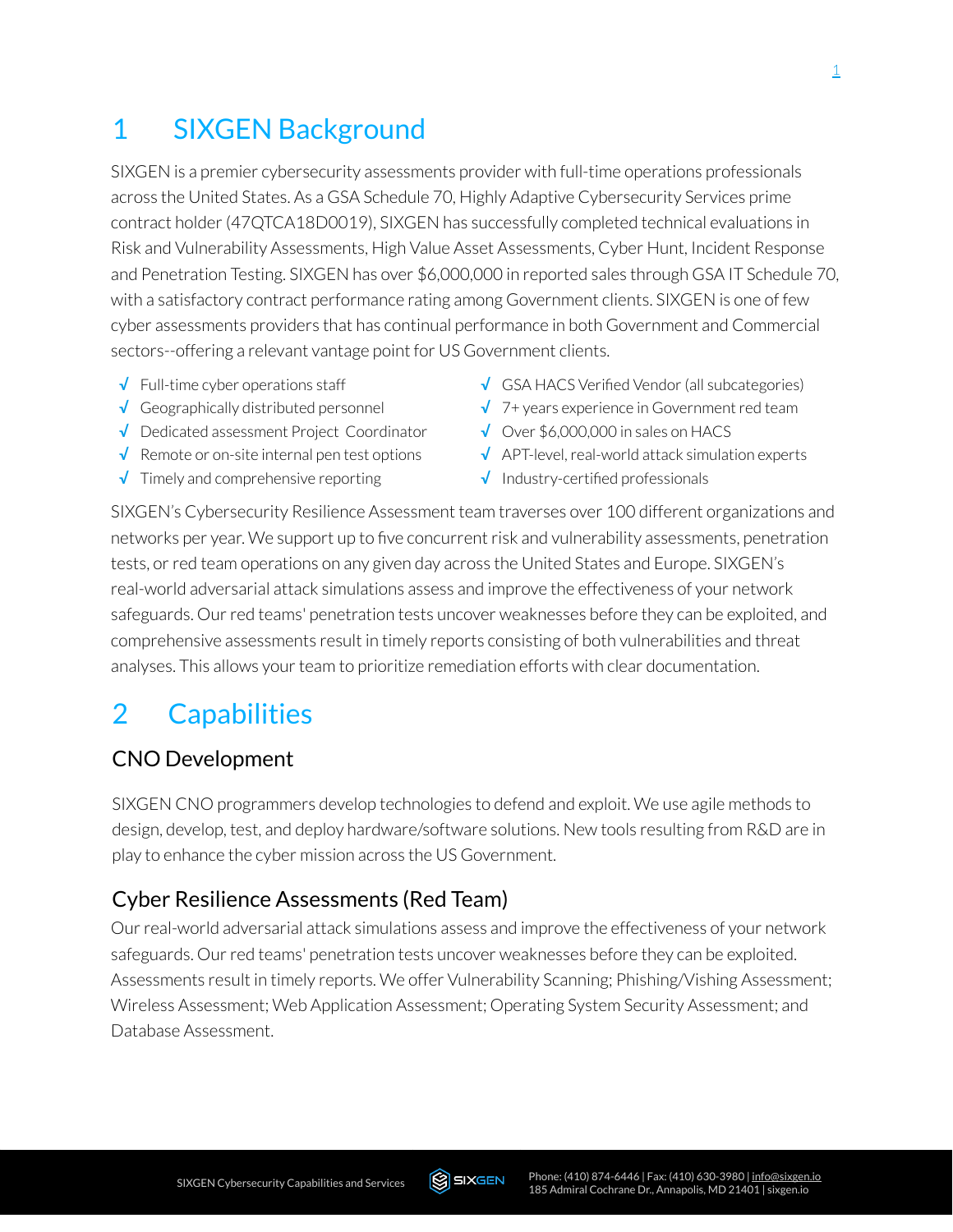# 1 SIXGEN Background

SIXGEN is a premier cybersecurity assessments provider with full-time operations professionals across the United States. As a GSA Schedule 70, Highly Adaptive Cybersecurity Services prime contract holder (47QTCA18D0019), SIXGEN has successfully completed technical evaluations in Risk and Vulnerability Assessments, High Value Asset Assessments, Cyber Hunt, Incident Response and Penetration Testing. SIXGEN has over $6,000,000 in reported sales through GSA IT Schedule 70, with a satisfactory contract performance rating among Government clients. SIXGEN is one of few cyber assessments providers that has continual performance in both Government and Commercial sectors--offering a relevant vantage point for US Government clients.

- √ Full-time cyber operations staff
- √ Geographically distributed personnel
- √ Dedicated assessment Project Coordinator
- √ Remote or on-site internal pen test options
- √ Timely and comprehensive reporting
- √ GSA HACS Verified Vendor (all subcategories)
- √ 7+ years experience in Government red team
- √ Over $6,000,000 in sales on HACS
- √ APT-level, real-world attack simulation experts
- √ Industry-certified professionals

SIXGEN's Cybersecurity Resilience Assessment team traverses over 100 different organizations and networks per year. We support up to five concurrent risk and vulnerability assessments, penetration tests, or red team operations on any given day across the United States and Europe. SIXGEN's real-world adversarial attack simulations assess and improve the effectiveness of your network safeguards. Our red teams' penetration tests uncover weaknesses before they can be exploited, and comprehensive assessments result in timely reports consisting of both vulnerabilities and threat analyses. This allows your team to prioritize remediation efforts with clear documentation.

# 2 Capabilities

## CNO Development

SIXGEN CNO programmers develop technologies to defend and exploit. We use agile methods to design, develop, test, and deploy hardware/software solutions. New tools resulting from R&D are in play to enhance the cyber mission across the US Government.

## Cyber Resilience Assessments (Red Team)

Our real-world adversarial attack simulations assess and improve the effectiveness of your network safeguards. Our red teams' penetration tests uncover weaknesses before they can be exploited. Assessments result in timely reports. We offer Vulnerability Scanning; Phishing/Vishing Assessment; Wireless Assessment; Web Application Assessment; Operating System Security Assessment; and Database Assessment.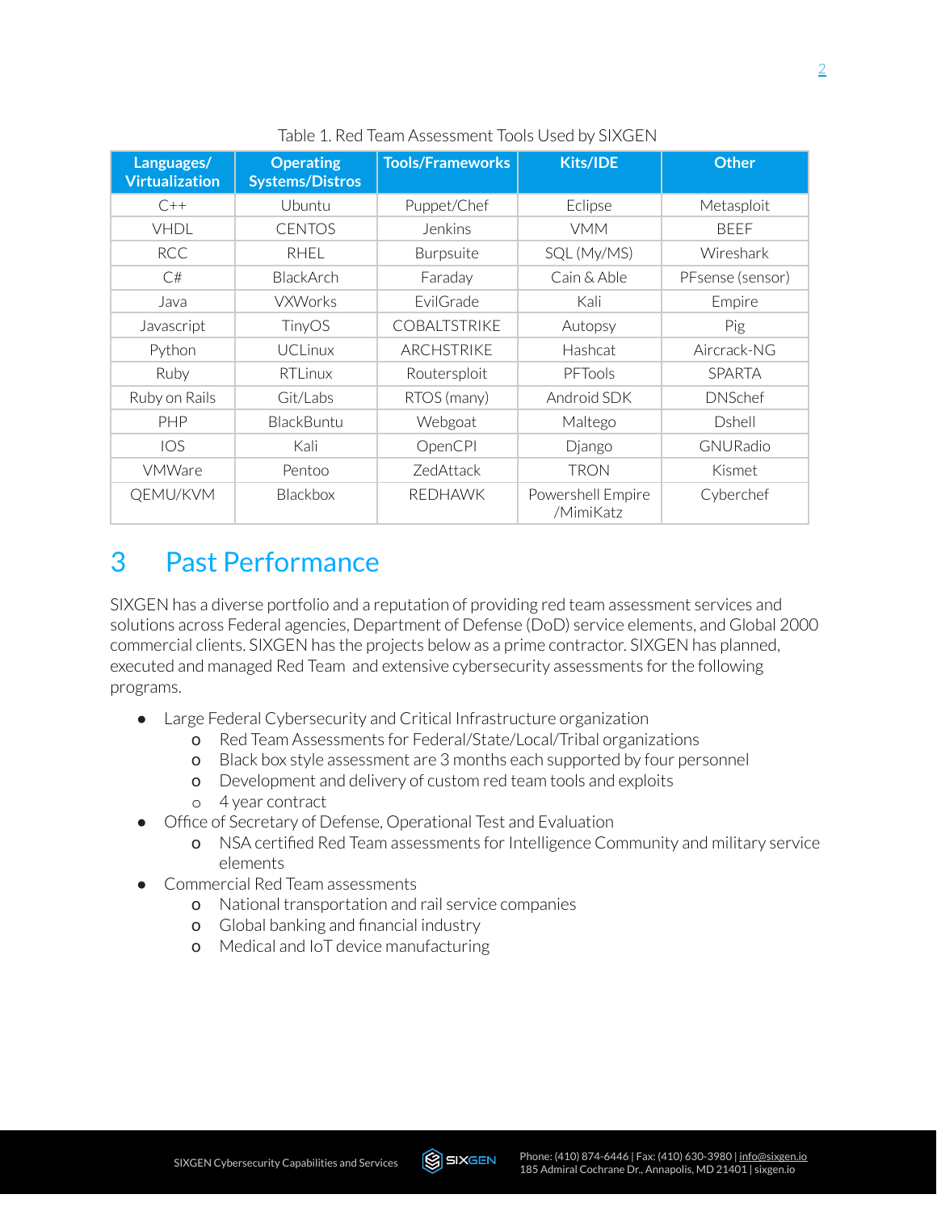Table 1. Red Team Assessment Tools Used by SIXGEN

| Languages/ Virtualization | Operating Systems/Distros | Tools/Frameworks | Kits/IDE | Other |
|---|---|---|---|---|
| C++ | Ubuntu | Puppet/Chef | Eclipse | Metasploit |
| VHDL | CENTOS | Jenkins | VMM | BEEF |
| RCC | RHEL | Burpsuite | SQL (My/MS) | Wireshark |
| C# | BlackArch | Faraday | Cain & Able | PFsense (sensor) |
| Java | VXWorks | EvilGrade | Kali | Empire |
| Javascript | TinyOS | COBALTSTRIKE | Autopsy | Pig |
| Python | UCLinux | ARCHSTRIKE | Hashcat | Aircrack-NG |
| Ruby | RTLinux | Routersploit | PFTools | SPARTA |
| Ruby on Rails | Git/Labs | RTOS (many) | Android SDK | DNSchef |
| PHP | BlackBuntu | Webgoat | Maltego | Dshell |
| IOS | Kali | OpenCPI | Django | GNURadio |
| VMWare | Pentoo | ZedAttack | TRON | Kismet |
| QEMU/KVM | Blackbox | REDHAWK | Powershell Empire /MimiKatz | Cyberchef |

# 3 Past Performance

SIXGEN has a diverse portfolio and a reputation of providing red team assessment services and solutions across Federal agencies, Department of Defense (DoD) service elements, and Global 2000 commercial clients. SIXGEN has the projects below as a prime contractor. SIXGEN has planned, executed and managed Red Team and extensive cybersecurity assessments for the following programs.

- Large Federal Cybersecurity and Critical Infrastructure organization
  - Red Team Assessments for Federal/State/Local/Tribal organizations
  - Black box style assessment are 3 months each supported by four personnel
  - Development and delivery of custom red team tools and exploits
  - 4 year contract
- Office of Secretary of Defense, Operational Test and Evaluation
  - NSA certified Red Team assessments for Intelligence Community and military service elements
- Commercial Red Team assessments
  - National transportation and rail service companies
  - Global banking and financial industry
  - Medical and IoT device manufacturing